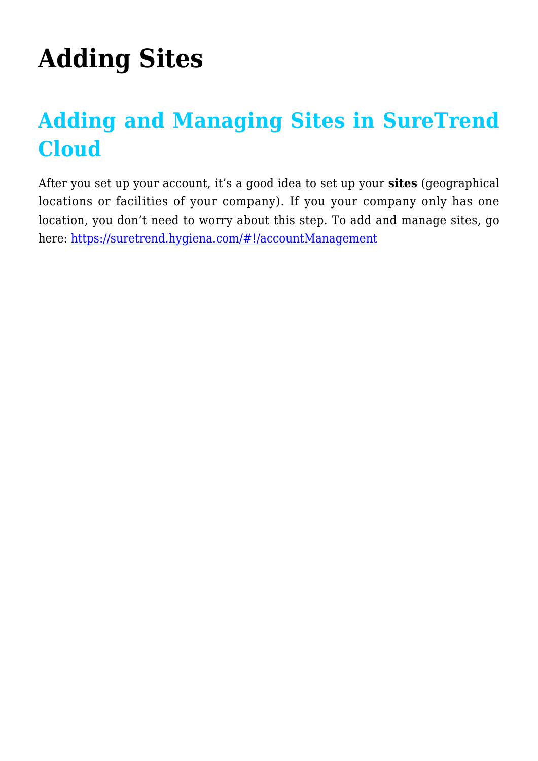# Adding Sites

## Adding and Managing Sites in SureTrend Cloud

After you set up your account, it's a good idea to set up your **sites** (geographical locations or facilities of your company). If you your company only has one location, you don't need to worry about this step. To add and manage sites, go here: [https://suretrend.hygiena.com/#!/accountManagement](https://suretrend.hygiena.com/#!/accountManagement)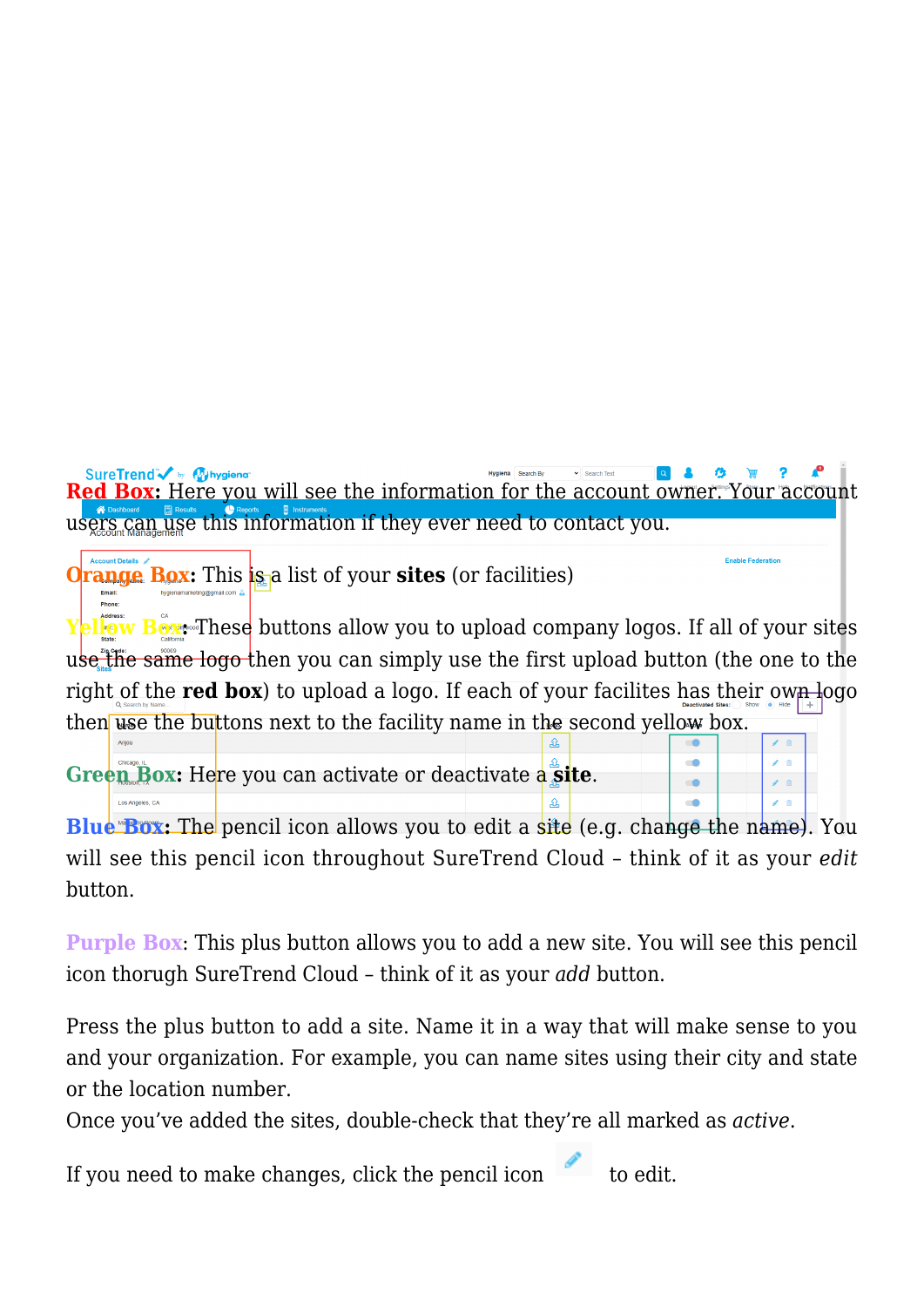**Red Box**: Here you will see the information for the account owner. Your account users can use this information if they ever need to contact you.

**Orange Box**: This is a list of your **sites** (or facilities)

**Yellow Box**: These buttons allow you to upload company logos. If all of your sites use the same logo then you can simply use the first upload button (the one to the right of the **red box**) to upload a logo. If each of your facilites has their own logo then use the buttons next to the facility name in the second yellow box.

**Green Box**: Here you can activate or deactivate a **site**.

**Blue Box**: The pencil icon allows you to edit a site (e.g. change the name). You will see this pencil icon throughout SureTrend Cloud – think of it as your *edit* button.

Purple Box: This plus button allows you to add a new site. You will see this pencil icon thorugh SureTrend Cloud – think of it as your *add* button.

Press the plus button to add a site. Name it in a way that will make sense to you and your organization. For example, you can name sites using their city and state or the location number.
Once you've added the sites, double-check that they're all marked as *active*.

If you need to make changes, click the pencil icon to edit.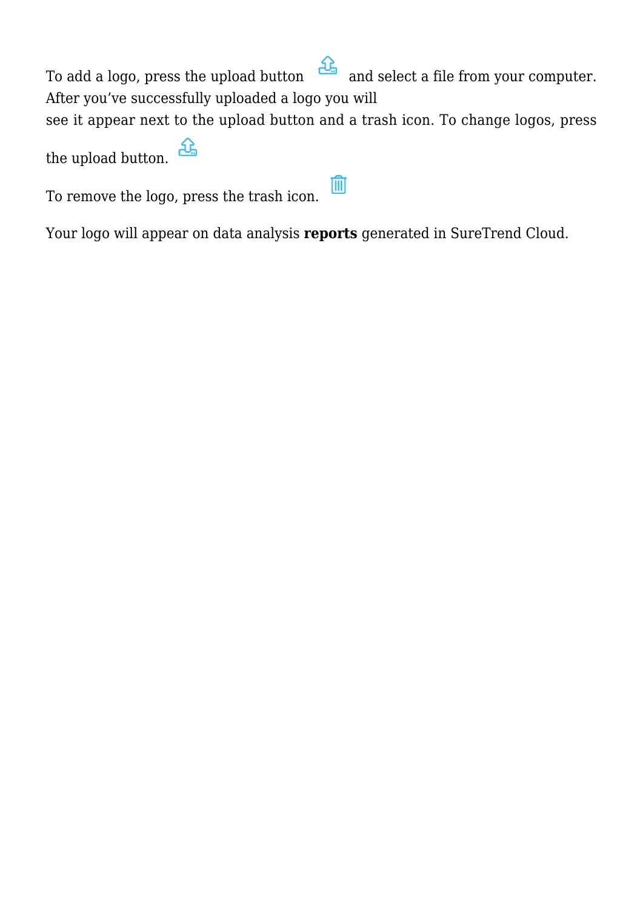To add a logo, press the upload button and select a file from your computer. After you've successfully uploaded a logo you will see it appear next to the upload button and a trash icon. To change logos, press the upload button.

To remove the logo, press the trash icon.

Your logo will appear on data analysis **reports** generated in SureTrend Cloud.